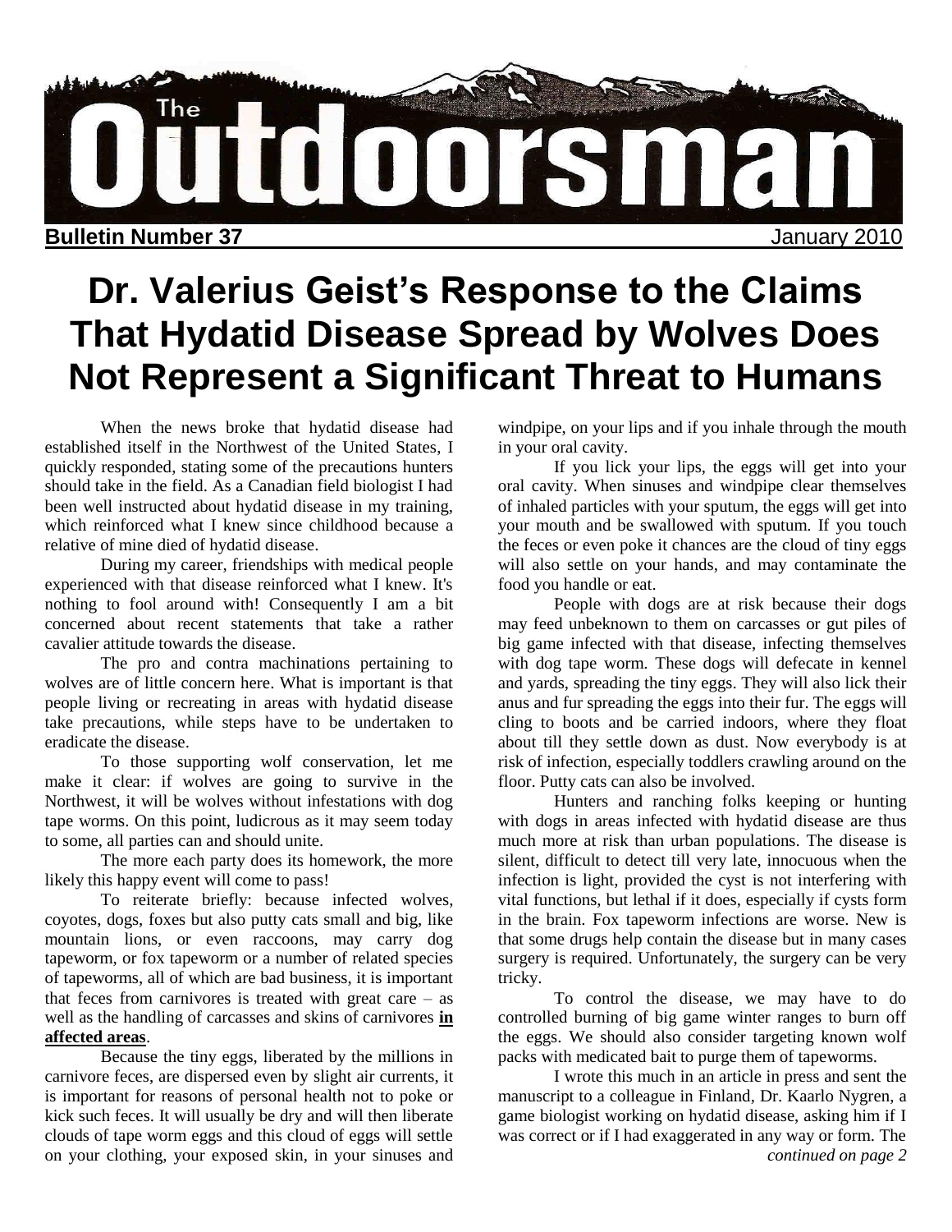# The Outdoorsman

**Bulletin Number 37** January 2010

# Dr. Valerius Geist's Response to the Claims That Hydatid Disease Spread by Wolves Does Not Represent a Significant Threat to Humans

When the news broke that hydatid disease had established itself in the Northwest of the United States, I quickly responded, stating some of the precautions hunters should take in the field. As a Canadian field biologist I had been well instructed about hydatid disease in my training, which reinforced what I knew since childhood because a relative of mine died of hydatid disease.

During my career, friendships with medical people experienced with that disease reinforced what I knew. It's nothing to fool around with! Consequently I am a bit concerned about recent statements that take a rather cavalier attitude towards the disease.

The pro and contra machinations pertaining to wolves are of little concern here. What is important is that people living or recreating in areas with hydatid disease take precautions, while steps have to be undertaken to eradicate the disease.

To those supporting wolf conservation, let me make it clear: if wolves are going to survive in the Northwest, it will be wolves without infestations with dog tape worms. On this point, ludicrous as it may seem today to some, all parties can and should unite.

The more each party does its homework, the more likely this happy event will come to pass!

To reiterate briefly: because infected wolves, coyotes, dogs, foxes but also putty cats small and big, like mountain lions, or even raccoons, may carry dog tapeworm, or fox tapeworm or a number of related species of tapeworms, all of which are bad business, it is important that feces from carnivores is treated with great care – as well as the handling of carcasses and skins of carnivores **in affected areas**.

Because the tiny eggs, liberated by the millions in carnivore feces, are dispersed even by slight air currents, it is important for reasons of personal health not to poke or kick such feces. It will usually be dry and will then liberate clouds of tape worm eggs and this cloud of eggs will settle on your clothing, your exposed skin, in your sinuses and windpipe, on your lips and if you inhale through the mouth in your oral cavity.

If you lick your lips, the eggs will get into your oral cavity. When sinuses and windpipe clear themselves of inhaled particles with your sputum, the eggs will get into your mouth and be swallowed with sputum. If you touch the feces or even poke it chances are the cloud of tiny eggs will also settle on your hands, and may contaminate the food you handle or eat.

People with dogs are at risk because their dogs may feed unbeknown to them on carcasses or gut piles of big game infected with that disease, infecting themselves with dog tape worm. These dogs will defecate in kennel and yards, spreading the tiny eggs. They will also lick their anus and fur spreading the eggs into their fur. The eggs will cling to boots and be carried indoors, where they float about till they settle down as dust. Now everybody is at risk of infection, especially toddlers crawling around on the floor. Putty cats can also be involved.

Hunters and ranching folks keeping or hunting with dogs in areas infected with hydatid disease are thus much more at risk than urban populations. The disease is silent, difficult to detect till very late, innocuous when the infection is light, provided the cyst is not interfering with vital functions, but lethal if it does, especially if cysts form in the brain. Fox tapeworm infections are worse. New is that some drugs help contain the disease but in many cases surgery is required. Unfortunately, the surgery can be very tricky.

To control the disease, we may have to do controlled burning of big game winter ranges to burn off the eggs. We should also consider targeting known wolf packs with medicated bait to purge them of tapeworms.

I wrote this much in an article in press and sent the manuscript to a colleague in Finland, Dr. Kaarlo Nygren, a game biologist working on hydatid disease, asking him if I was correct or if I had exaggerated in any way or form. The

*continued on page 2*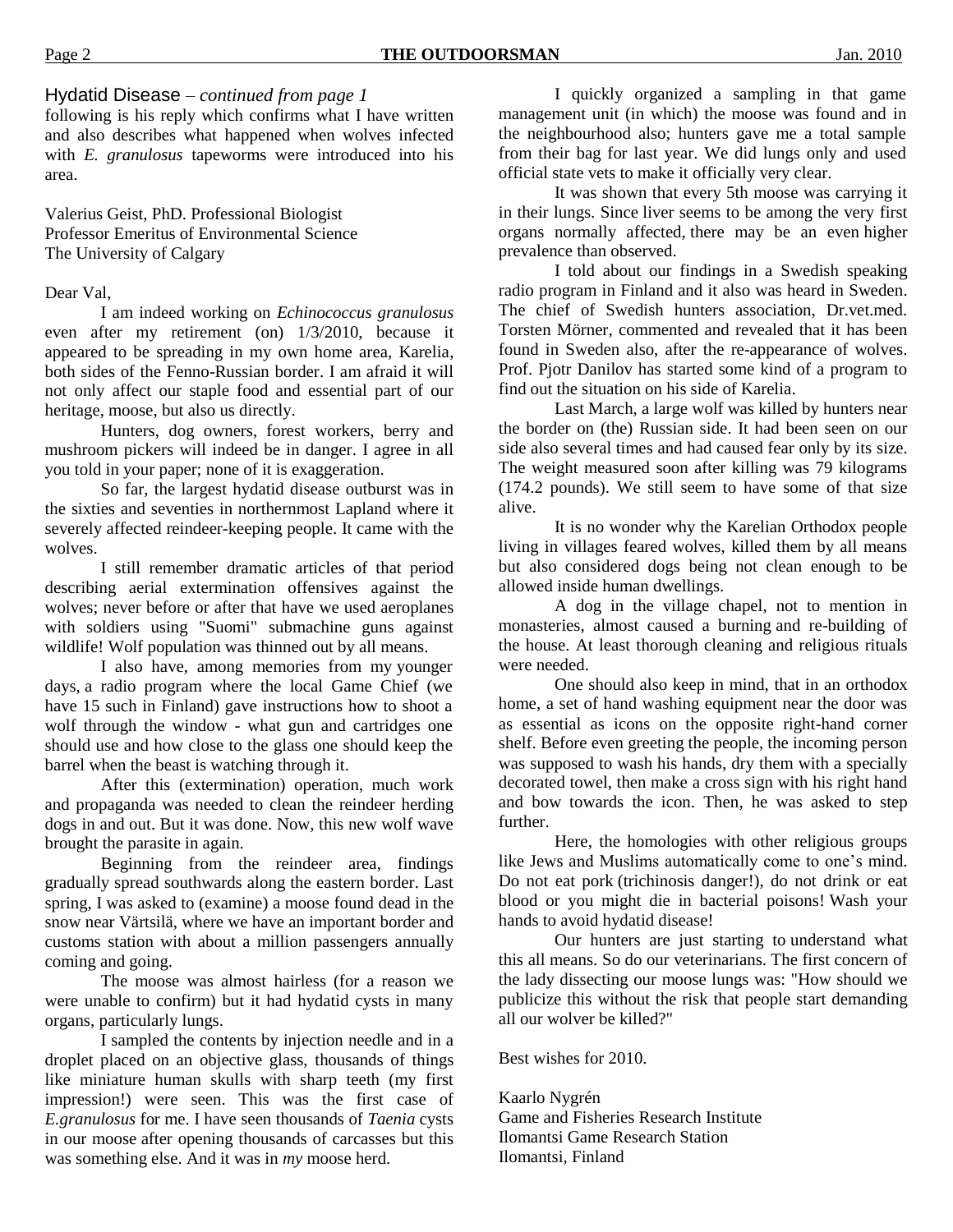Hydatid Disease – *continued from page 1*

following is his reply which confirms what I have written and also describes what happened when wolves infected with *E. granulosus* tapeworms were introduced into his area.

Valerius Geist, PhD. Professional Biologist
Professor Emeritus of Environmental Science
The University of Calgary

Dear Val,

I am indeed working on *Echinococcus granulosus* even after my retirement (on) 1/3/2010, because it appeared to be spreading in my own home area, Karelia, both sides of the Fenno-Russian border. I am afraid it will not only affect our staple food and essential part of our heritage, moose, but also us directly.

Hunters, dog owners, forest workers, berry and mushroom pickers will indeed be in danger. I agree in all you told in your paper; none of it is exaggeration.

So far, the largest hydatid disease outburst was in the sixties and seventies in northernmost Lapland where it severely affected reindeer-keeping people. It came with the wolves.

I still remember dramatic articles of that period describing aerial extermination offensives against the wolves; never before or after that have we used aeroplanes with soldiers using "Suomi" submachine guns against wildlife! Wolf population was thinned out by all means.

I also have, among memories from my younger days, a radio program where the local Game Chief (we have 15 such in Finland) gave instructions how to shoot a wolf through the window - what gun and cartridges one should use and how close to the glass one should keep the barrel when the beast is watching through it.

After this (extermination) operation, much work and propaganda was needed to clean the reindeer herding dogs in and out. But it was done. Now, this new wolf wave brought the parasite in again.

Beginning from the reindeer area, findings gradually spread southwards along the eastern border. Last spring, I was asked to (examine) a moose found dead in the snow near Värtsilä, where we have an important border and customs station with about a million passengers annually coming and going.

The moose was almost hairless (for a reason we were unable to confirm) but it had hydatid cysts in many organs, particularly lungs.

I sampled the contents by injection needle and in a droplet placed on an objective glass, thousands of things like miniature human skulls with sharp teeth (my first impression!) were seen. This was the first case of *E.granulosus* for me. I have seen thousands of *Taenia* cysts in our moose after opening thousands of carcasses but this was something else. And it was in *my* moose herd.

I quickly organized a sampling in that game management unit (in which) the moose was found and in the neighbourhood also; hunters gave me a total sample from their bag for last year. We did lungs only and used official state vets to make it officially very clear.

It was shown that every 5th moose was carrying it in their lungs. Since liver seems to be among the very first organs normally affected, there may be an even higher prevalence than observed.

I told about our findings in a Swedish speaking radio program in Finland and it also was heard in Sweden. The chief of Swedish hunters association, Dr.vet.med. Torsten Mörner, commented and revealed that it has been found in Sweden also, after the re-appearance of wolves. Prof. Pjotr Danilov has started some kind of a program to find out the situation on his side of Karelia.

Last March, a large wolf was killed by hunters near the border on (the) Russian side. It had been seen on our side also several times and had caused fear only by its size. The weight measured soon after killing was 79 kilograms (174.2 pounds). We still seem to have some of that size alive.

It is no wonder why the Karelian Orthodox people living in villages feared wolves, killed them by all means but also considered dogs being not clean enough to be allowed inside human dwellings.

A dog in the village chapel, not to mention in monasteries, almost caused a burning and re-building of the house. At least thorough cleaning and religious rituals were needed.

One should also keep in mind, that in an orthodox home, a set of hand washing equipment near the door was as essential as icons on the opposite right-hand corner shelf. Before even greeting the people, the incoming person was supposed to wash his hands, dry them with a specially decorated towel, then make a cross sign with his right hand and bow towards the icon. Then, he was asked to step further.

Here, the homologies with other religious groups like Jews and Muslims automatically come to one's mind. Do not eat pork (trichinosis danger!), do not drink or eat blood or you might die in bacterial poisons! Wash your hands to avoid hydatid disease!

Our hunters are just starting to understand what this all means. So do our veterinarians. The first concern of the lady dissecting our moose lungs was: "How should we publicize this without the risk that people start demanding all our wolver be killed?"

Best wishes for 2010.

Kaarlo Nygrén
Game and Fisheries Research Institute
Ilomantsi Game Research Station
Ilomantsi, Finland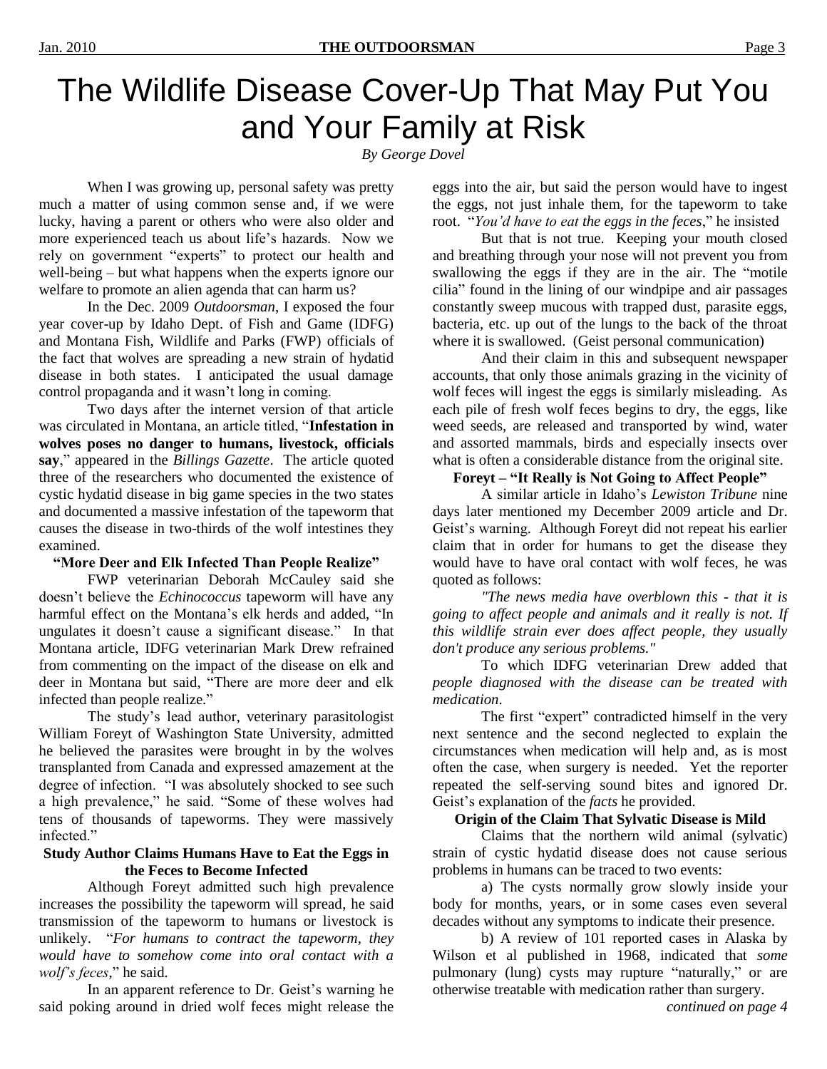# The Wildlife Disease Cover-Up That May Put You and Your Family at Risk

*By George Dovel*

When I was growing up, personal safety was pretty much a matter of using common sense and, if we were lucky, having a parent or others who were also older and more experienced teach us about life's hazards. Now we rely on government "experts" to protect our health and well-being – but what happens when the experts ignore our welfare to promote an alien agenda that can harm us?

In the Dec. 2009 *Outdoorsman*, I exposed the four year cover-up by Idaho Dept. of Fish and Game (IDFG) and Montana Fish, Wildlife and Parks (FWP) officials of the fact that wolves are spreading a new strain of hydatid disease in both states. I anticipated the usual damage control propaganda and it wasn't long in coming.

Two days after the internet version of that article was circulated in Montana, an article titled, "**Infestation in wolves poses no danger to humans, livestock, officials say**," appeared in the *Billings Gazette*. The article quoted three of the researchers who documented the existence of cystic hydatid disease in big game species in the two states and documented a massive infestation of the tapeworm that causes the disease in two-thirds of the wolf intestines they examined.

**"More Deer and Elk Infected Than People Realize"**

FWP veterinarian Deborah McCauley said she doesn't believe the *Echinococcus* tapeworm will have any harmful effect on the Montana's elk herds and added, "In ungulates it doesn't cause a significant disease." In that Montana article, IDFG veterinarian Mark Drew refrained from commenting on the impact of the disease on elk and deer in Montana but said, "There are more deer and elk infected than people realize."

The study's lead author, veterinary parasitologist William Foreyt of Washington State University, admitted he believed the parasites were brought in by the wolves transplanted from Canada and expressed amazement at the degree of infection. "I was absolutely shocked to see such a high prevalence," he said. "Some of these wolves had tens of thousands of tapeworms. They were massively infected."

**Study Author Claims Humans Have to Eat the Eggs in the Feces to Become Infected**

Although Foreyt admitted such high prevalence increases the possibility the tapeworm will spread, he said transmission of the tapeworm to humans or livestock is unlikely. "*For humans to contract the tapeworm, they would have to somehow come into oral contact with a wolf's feces*," he said.

In an apparent reference to Dr. Geist's warning he said poking around in dried wolf feces might release the eggs into the air, but said the person would have to ingest the eggs, not just inhale them, for the tapeworm to take root. "*You'd have to eat the eggs in the feces*," he insisted

But that is not true. Keeping your mouth closed and breathing through your nose will not prevent you from swallowing the eggs if they are in the air. The "motile cilia" found in the lining of our windpipe and air passages constantly sweep mucous with trapped dust, parasite eggs, bacteria, etc. up out of the lungs to the back of the throat where it is swallowed. (Geist personal communication)

And their claim in this and subsequent newspaper accounts, that only those animals grazing in the vicinity of wolf feces will ingest the eggs is similarly misleading. As each pile of fresh wolf feces begins to dry, the eggs, like weed seeds, are released and transported by wind, water and assorted mammals, birds and especially insects over what is often a considerable distance from the original site.

**Foreyt – "It Really is Not Going to Affect People"**

A similar article in Idaho's *Lewiston Tribune* nine days later mentioned my December 2009 article and Dr. Geist's warning. Although Foreyt did not repeat his earlier claim that in order for humans to get the disease they would have to have oral contact with wolf feces, he was quoted as follows:

*"The news media have overblown this - that it is going to affect people and animals and it really is not. If this wildlife strain ever does affect people, they usually don't produce any serious problems."*

To which IDFG veterinarian Drew added that *people diagnosed with the disease can be treated with medication*.

The first "expert" contradicted himself in the very next sentence and the second neglected to explain the circumstances when medication will help and, as is most often the case, when surgery is needed. Yet the reporter repeated the self-serving sound bites and ignored Dr. Geist's explanation of the *facts* he provided.

**Origin of the Claim That Sylvatic Disease is Mild**

Claims that the northern wild animal (sylvatic) strain of cystic hydatid disease does not cause serious problems in humans can be traced to two events:

a) The cysts normally grow slowly inside your body for months, years, or in some cases even several decades without any symptoms to indicate their presence.

b) A review of 101 reported cases in Alaska by Wilson et al published in 1968, indicated that *some* pulmonary (lung) cysts may rupture "naturally," or are otherwise treatable with medication rather than surgery.

*continued on page 4*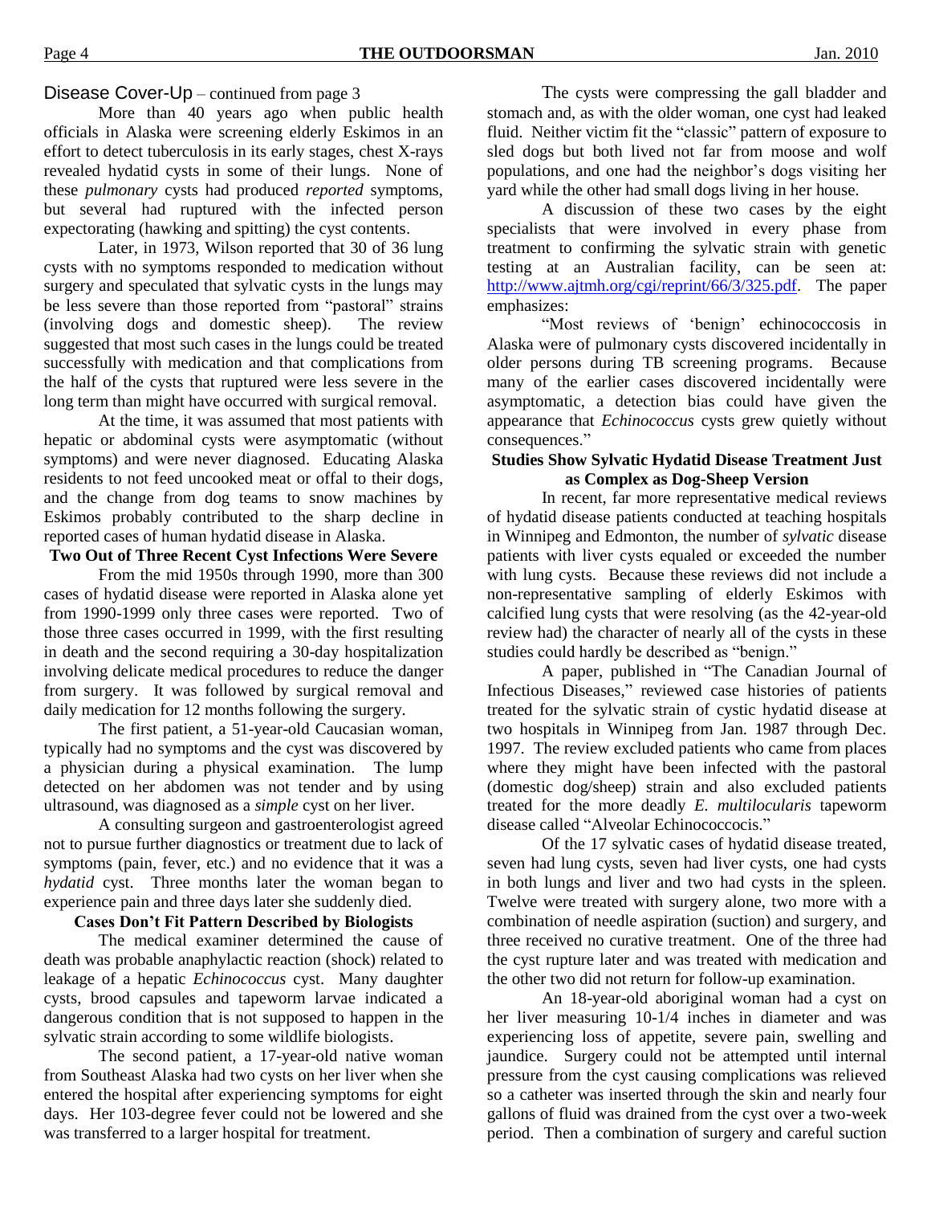Disease Cover-Up – continued from page 3

More than 40 years ago when public health officials in Alaska were screening elderly Eskimos in an effort to detect tuberculosis in its early stages, chest X-rays revealed hydatid cysts in some of their lungs. None of these *pulmonary* cysts had produced *reported* symptoms, but several had ruptured with the infected person expectorating (hawking and spitting) the cyst contents.

Later, in 1973, Wilson reported that 30 of 36 lung cysts with no symptoms responded to medication without surgery and speculated that sylvatic cysts in the lungs may be less severe than those reported from "pastoral" strains (involving dogs and domestic sheep). The review suggested that most such cases in the lungs could be treated successfully with medication and that complications from the half of the cysts that ruptured were less severe in the long term than might have occurred with surgical removal.

At the time, it was assumed that most patients with hepatic or abdominal cysts were asymptomatic (without symptoms) and were never diagnosed. Educating Alaska residents to not feed uncooked meat or offal to their dogs, and the change from dog teams to snow machines by Eskimos probably contributed to the sharp decline in reported cases of human hydatid disease in Alaska.

### Two Out of Three Recent Cyst Infections Were Severe

From the mid 1950s through 1990, more than 300 cases of hydatid disease were reported in Alaska alone yet from 1990-1999 only three cases were reported. Two of those three cases occurred in 1999, with the first resulting in death and the second requiring a 30-day hospitalization involving delicate medical procedures to reduce the danger from surgery. It was followed by surgical removal and daily medication for 12 months following the surgery.

The first patient, a 51-year-old Caucasian woman, typically had no symptoms and the cyst was discovered by a physician during a physical examination. The lump detected on her abdomen was not tender and by using ultrasound, was diagnosed as a *simple* cyst on her liver.

A consulting surgeon and gastroenterologist agreed not to pursue further diagnostics or treatment due to lack of symptoms (pain, fever, etc.) and no evidence that it was a *hydatid* cyst. Three months later the woman began to experience pain and three days later she suddenly died.

### Cases Don't Fit Pattern Described by Biologists

The medical examiner determined the cause of death was probable anaphylactic reaction (shock) related to leakage of a hepatic *Echinococcus* cyst. Many daughter cysts, brood capsules and tapeworm larvae indicated a dangerous condition that is not supposed to happen in the sylvatic strain according to some wildlife biologists.

The second patient, a 17-year-old native woman from Southeast Alaska had two cysts on her liver when she entered the hospital after experiencing symptoms for eight days. Her 103-degree fever could not be lowered and she was transferred to a larger hospital for treatment.

The cysts were compressing the gall bladder and stomach and, as with the older woman, one cyst had leaked fluid. Neither victim fit the "classic" pattern of exposure to sled dogs but both lived not far from moose and wolf populations, and one had the neighbor's dogs visiting her yard while the other had small dogs living in her house.

A discussion of these two cases by the eight specialists that were involved in every phase from treatment to confirming the sylvatic strain with genetic testing at an Australian facility, can be seen at: http://www.ajtmh.org/cgi/reprint/66/3/325.pdf. The paper emphasizes:

"Most reviews of 'benign' echinococcosis in Alaska were of pulmonary cysts discovered incidentally in older persons during TB screening programs. Because many of the earlier cases discovered incidentally were asymptomatic, a detection bias could have given the appearance that *Echinococcus* cysts grew quietly without consequences."

### Studies Show Sylvatic Hydatid Disease Treatment Just as Complex as Dog-Sheep Version

In recent, far more representative medical reviews of hydatid disease patients conducted at teaching hospitals in Winnipeg and Edmonton, the number of *sylvatic* disease patients with liver cysts equaled or exceeded the number with lung cysts. Because these reviews did not include a non-representative sampling of elderly Eskimos with calcified lung cysts that were resolving (as the 42-year-old review had) the character of nearly all of the cysts in these studies could hardly be described as "benign."

A paper, published in "The Canadian Journal of Infectious Diseases," reviewed case histories of patients treated for the sylvatic strain of cystic hydatid disease at two hospitals in Winnipeg from Jan. 1987 through Dec. 1997. The review excluded patients who came from places where they might have been infected with the pastoral (domestic dog/sheep) strain and also excluded patients treated for the more deadly *E. multilocularis* tapeworm disease called "Alveolar Echinococcocis."

Of the 17 sylvatic cases of hydatid disease treated, seven had lung cysts, seven had liver cysts, one had cysts in both lungs and liver and two had cysts in the spleen. Twelve were treated with surgery alone, two more with a combination of needle aspiration (suction) and surgery, and three received no curative treatment. One of the three had the cyst rupture later and was treated with medication and the other two did not return for follow-up examination.

An 18-year-old aboriginal woman had a cyst on her liver measuring 10-1/4 inches in diameter and was experiencing loss of appetite, severe pain, swelling and jaundice. Surgery could not be attempted until internal pressure from the cyst causing complications was relieved so a catheter was inserted through the skin and nearly four gallons of fluid was drained from the cyst over a two-week period. Then a combination of surgery and careful suction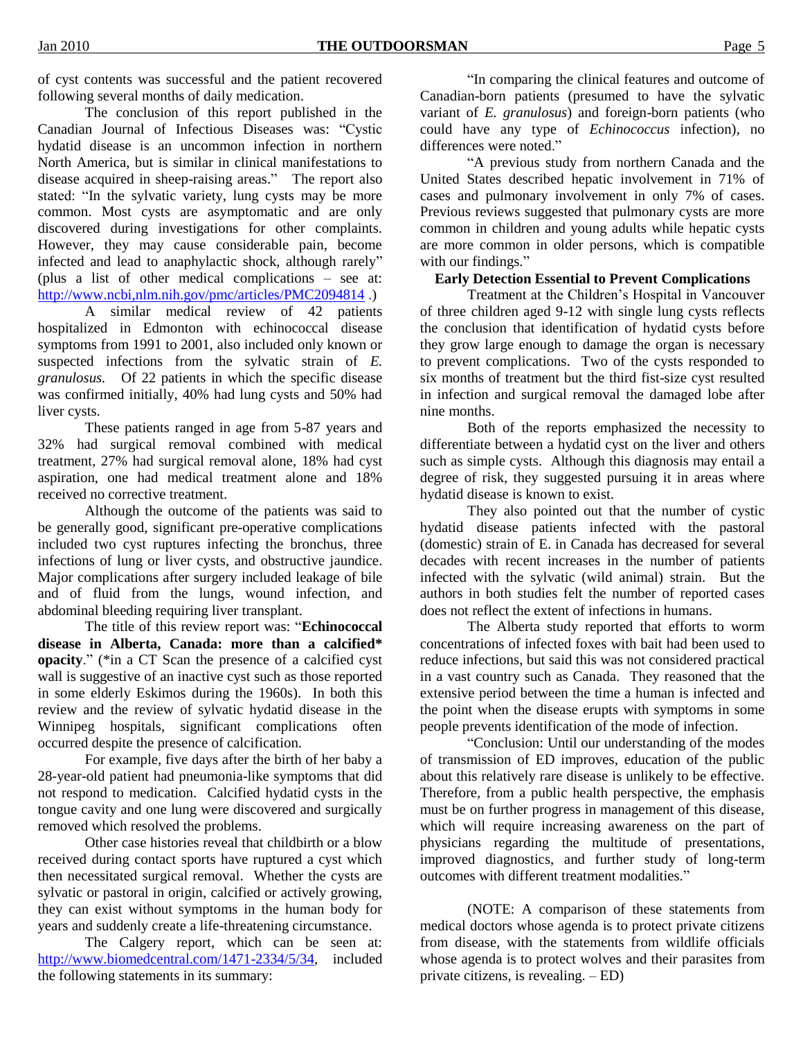of cyst contents was successful and the patient recovered following several months of daily medication.

The conclusion of this report published in the Canadian Journal of Infectious Diseases was: "Cystic hydatid disease is an uncommon infection in northern North America, but is similar in clinical manifestations to disease acquired in sheep-raising areas." The report also stated: "In the sylvatic variety, lung cysts may be more common. Most cysts are asymptomatic and are only discovered during investigations for other complaints. However, they may cause considerable pain, become infected and lead to anaphylactic shock, although rarely" (plus a list of other medical complications – see at: http://www.ncbi,nlm.nih.gov/pmc/articles/PMC2094814 .)

A similar medical review of 42 patients hospitalized in Edmonton with echinococcal disease symptoms from 1991 to 2001, also included only known or suspected infections from the sylvatic strain of *E. granulosus*. Of 22 patients in which the specific disease was confirmed initially, 40% had lung cysts and 50% had liver cysts.

These patients ranged in age from 5-87 years and 32% had surgical removal combined with medical treatment, 27% had surgical removal alone, 18% had cyst aspiration, one had medical treatment alone and 18% received no corrective treatment.

Although the outcome of the patients was said to be generally good, significant pre-operative complications included two cyst ruptures infecting the bronchus, three infections of lung or liver cysts, and obstructive jaundice. Major complications after surgery included leakage of bile and of fluid from the lungs, wound infection, and abdominal bleeding requiring liver transplant.

The title of this review report was: "**Echinococcal disease in Alberta, Canada: more than a calcified* opacity**." (*in a CT Scan the presence of a calcified cyst wall is suggestive of an inactive cyst such as those reported in some elderly Eskimos during the 1960s). In both this review and the review of sylvatic hydatid disease in the Winnipeg hospitals, significant complications often occurred despite the presence of calcification.

For example, five days after the birth of her baby a 28-year-old patient had pneumonia-like symptoms that did not respond to medication. Calcified hydatid cysts in the tongue cavity and one lung were discovered and surgically removed which resolved the problems.

Other case histories reveal that childbirth or a blow received during contact sports have ruptured a cyst which then necessitated surgical removal. Whether the cysts are sylvatic or pastoral in origin, calcified or actively growing, they can exist without symptoms in the human body for years and suddenly create a life-threatening circumstance.

The Calgery report, which can be seen at: http://www.biomedcentral.com/1471-2334/5/34, included the following statements in its summary:

"In comparing the clinical features and outcome of Canadian-born patients (presumed to have the sylvatic variant of *E. granulosus*) and foreign-born patients (who could have any type of *Echinococcus* infection), no differences were noted."

"A previous study from northern Canada and the United States described hepatic involvement in 71% of cases and pulmonary involvement in only 7% of cases. Previous reviews suggested that pulmonary cysts are more common in children and young adults while hepatic cysts are more common in older persons, which is compatible with our findings."

**Early Detection Essential to Prevent Complications**

Treatment at the Children's Hospital in Vancouver of three children aged 9-12 with single lung cysts reflects the conclusion that identification of hydatid cysts before they grow large enough to damage the organ is necessary to prevent complications. Two of the cysts responded to six months of treatment but the third fist-size cyst resulted in infection and surgical removal the damaged lobe after nine months.

Both of the reports emphasized the necessity to differentiate between a hydatid cyst on the liver and others such as simple cysts. Although this diagnosis may entail a degree of risk, they suggested pursuing it in areas where hydatid disease is known to exist.

They also pointed out that the number of cystic hydatid disease patients infected with the pastoral (domestic) strain of E. in Canada has decreased for several decades with recent increases in the number of patients infected with the sylvatic (wild animal) strain. But the authors in both studies felt the number of reported cases does not reflect the extent of infections in humans.

The Alberta study reported that efforts to worm concentrations of infected foxes with bait had been used to reduce infections, but said this was not considered practical in a vast country such as Canada. They reasoned that the extensive period between the time a human is infected and the point when the disease erupts with symptoms in some people prevents identification of the mode of infection.

"Conclusion: Until our understanding of the modes of transmission of ED improves, education of the public about this relatively rare disease is unlikely to be effective. Therefore, from a public health perspective, the emphasis must be on further progress in management of this disease, which will require increasing awareness on the part of physicians regarding the multitude of presentations, improved diagnostics, and further study of long-term outcomes with different treatment modalities."

(NOTE: A comparison of these statements from medical doctors whose agenda is to protect private citizens from disease, with the statements from wildlife officials whose agenda is to protect wolves and their parasites from private citizens, is revealing. – ED)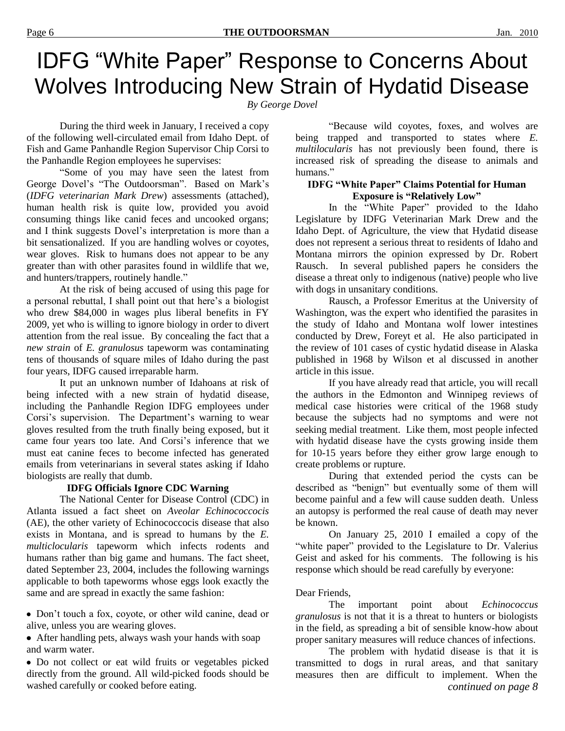# IDFG "White Paper" Response to Concerns About Wolves Introducing New Strain of Hydatid Disease

*By George Dovel*

During the third week in January, I received a copy of the following well-circulated email from Idaho Dept. of Fish and Game Panhandle Region Supervisor Chip Corsi to the Panhandle Region employees he supervises:

"Some of you may have seen the latest from George Dovel's "The Outdoorsman". Based on Mark's (*IDFG veterinarian Mark Drew*) assessments (attached), human health risk is quite low, provided you avoid consuming things like canid feces and uncooked organs; and I think suggests Dovel's interpretation is more than a bit sensationalized. If you are handling wolves or coyotes, wear gloves. Risk to humans does not appear to be any greater than with other parasites found in wildlife that we, and hunters/trappers, routinely handle."

At the risk of being accused of using this page for a personal rebuttal, I shall point out that here's a biologist who drew $84,000 in wages plus liberal benefits in FY 2009, yet who is willing to ignore biology in order to divert attention from the real issue. By concealing the fact that a *new strain* of *E. granulosus* tapeworm was contaminating tens of thousands of square miles of Idaho during the past four years, IDFG caused irreparable harm.

It put an unknown number of Idahoans at risk of being infected with a new strain of hydatid disease, including the Panhandle Region IDFG employees under Corsi's supervision. The Department's warning to wear gloves resulted from the truth finally being exposed, but it came four years too late. And Corsi's inference that we must eat canine feces to become infected has generated emails from veterinarians in several states asking if Idaho biologists are really that dumb.

**IDFG Officials Ignore CDC Warning**

The National Center for Disease Control (CDC) in Atlanta issued a fact sheet on *Aveolar Echinococcocis* (AE), the other variety of Echinococcocis disease that also exists in Montana, and is spread to humans by the *E. multiclocularis* tapeworm which infects rodents and humans rather than big game and humans. The fact sheet, dated September 23, 2004, includes the following warnings applicable to both tapeworms whose eggs look exactly the same and are spread in exactly the same fashion:

- Don't touch a fox, coyote, or other wild canine, dead or alive, unless you are wearing gloves.
- After handling pets, always wash your hands with soap and warm water.
- Do not collect or eat wild fruits or vegetables picked directly from the ground. All wild-picked foods should be washed carefully or cooked before eating.

"Because wild coyotes, foxes, and wolves are being trapped and transported to states where *E. multilocularis* has not previously been found, there is increased risk of spreading the disease to animals and humans."

**IDFG "White Paper" Claims Potential for Human Exposure is "Relatively Low"**

In the "White Paper" provided to the Idaho Legislature by IDFG Veterinarian Mark Drew and the Idaho Dept. of Agriculture, the view that Hydatid disease does not represent a serious threat to residents of Idaho and Montana mirrors the opinion expressed by Dr. Robert Rausch. In several published papers he considers the disease a threat only to indigenous (native) people who live with dogs in unsanitary conditions.

Rausch, a Professor Emeritus at the University of Washington, was the expert who identified the parasites in the study of Idaho and Montana wolf lower intestines conducted by Drew, Foreyt et al. He also participated in the review of 101 cases of cystic hydatid disease in Alaska published in 1968 by Wilson et al discussed in another article in this issue.

If you have already read that article, you will recall the authors in the Edmonton and Winnipeg reviews of medical case histories were critical of the 1968 study because the subjects had no symptoms and were not seeking medial treatment. Like them, most people infected with hydatid disease have the cysts growing inside them for 10-15 years before they either grow large enough to create problems or rupture.

During that extended period the cysts can be described as "benign" but eventually some of them will become painful and a few will cause sudden death. Unless an autopsy is performed the real cause of death may never be known.

On January 25, 2010 I emailed a copy of the "white paper" provided to the Legislature to Dr. Valerius Geist and asked for his comments. The following is his response which should be read carefully by everyone:

Dear Friends,

The important point about *Echinococcus granulosus* is not that it is a threat to hunters or biologists in the field, as spreading a bit of sensible know-how about proper sanitary measures will reduce chances of infections.

The problem with hydatid disease is that it is transmitted to dogs in rural areas, and that sanitary measures then are difficult to implement. When the

*continued on page 8*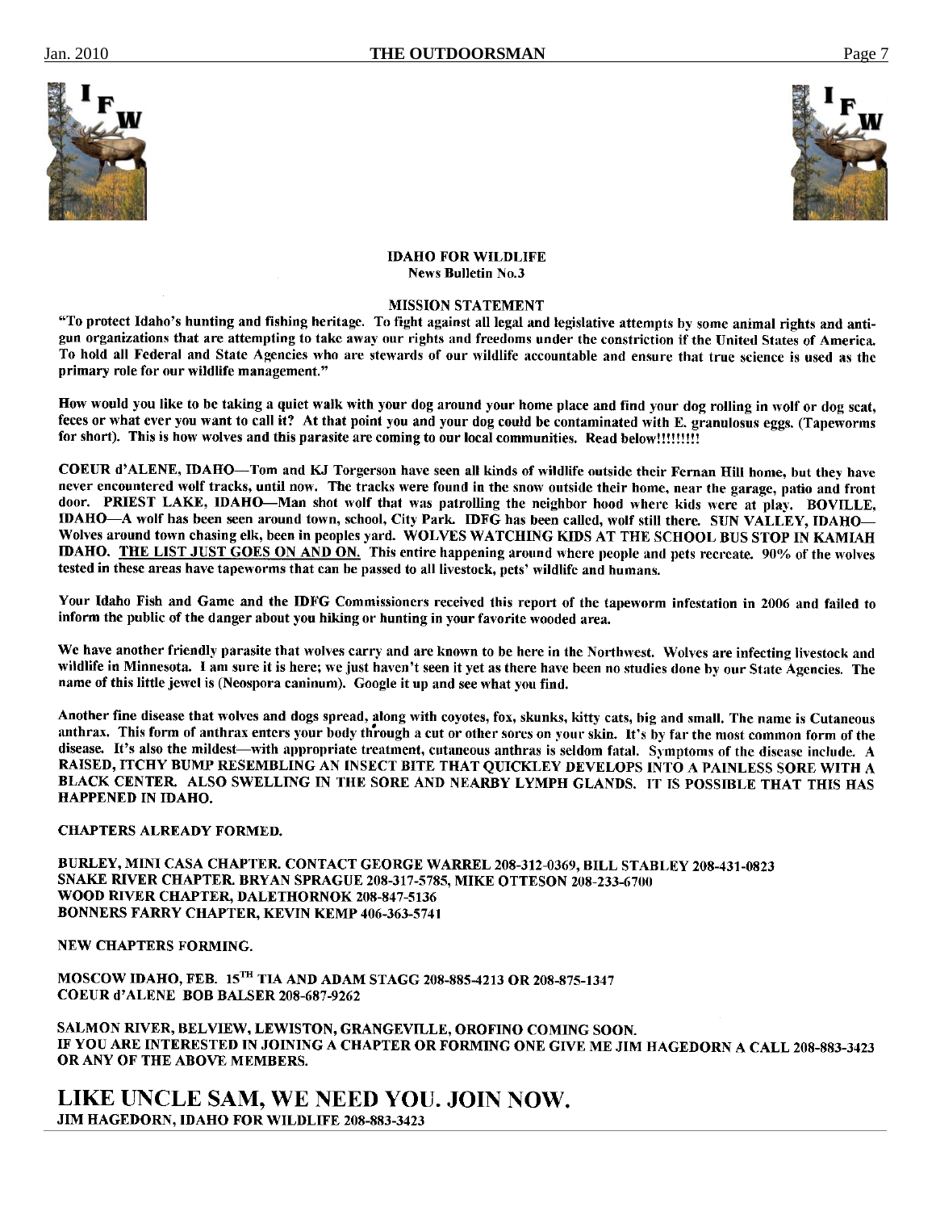**IDAHO FOR WILDLIFE**
**News Bulletin No.3**

**MISSION STATEMENT**

**"To protect Idaho's hunting and fishing heritage. To fight against all legal and legislative attempts by some animal rights and anti-gun organizations that are attempting to take away our rights and freedoms under the constriction if the United States of America. To hold all Federal and State Agencies who are stewards of our wildlife accountable and ensure that true science is used as the primary role for our wildlife management."**

**How would you like to be taking a quiet walk with your dog around your home place and find your dog rolling in wolf or dog scat, feces or what ever you want to call it? At that point you and your dog could be contaminated with E. granulosus eggs. (Tapeworms for short). This is how wolves and this parasite are coming to our local communities. Read below!!!!!!!!!**

**COEUR d'ALENE, IDAHO—Tom and KJ Torgerson have seen all kinds of wildlife outside their Fernan Hill home, but they have never encountered wolf tracks, until now. The tracks were found in the snow outside their home, near the garage, patio and front door. PRIEST LAKE, IDAHO—Man shot wolf that was patrolling the neighbor hood where kids were at play. BOVILLE, IDAHO—A wolf has been seen around town, school, City Park. IDFG has been called, wolf still there. SUN VALLEY, IDAHO—Wolves around town chasing elk, been in peoples yard. WOLVES WATCHING KIDS AT THE SCHOOL BUS STOP IN KAMIAH IDAHO. <u>THE LIST JUST GOES ON AND ON.</u> This entire happening around where people and pets recreate. 90% of the wolves tested in these areas have tapeworms that can be passed to all livestock, pets' wildlife and humans.**

**Your Idaho Fish and Game and the IDFG Commissioners received this report of the tapeworm infestation in 2006 and failed to inform the public of the danger about you hiking or hunting in your favorite wooded area.**

**We have another friendly parasite that wolves carry and are known to be here in the Northwest. Wolves are infecting livestock and wildlife in Minnesota. I am sure it is here; we just haven't seen it yet as there have been no studies done by our State Agencies. The name of this little jewel is (Neospora caninum). Google it up and see what you find.**

**Another fine disease that wolves and dogs spread, along with coyotes, fox, skunks, kitty cats, big and small. The name is Cutaneous anthrax. This form of anthrax enters your body through a cut or other sores on your skin. It's by far the most common form of the disease. It's also the mildest—with appropriate treatment, cutaneous anthras is seldom fatal. Symptoms of the disease include. A RAISED, ITCHY BUMP RESEMBLING AN INSECT BITE THAT QUICKLEY DEVELOPS INTO A PAINLESS SORE WITH A BLACK CENTER. ALSO SWELLING IN THE SORE AND NEARBY LYMPH GLANDS. IT IS POSSIBLE THAT THIS HAS HAPPENED IN IDAHO.**

**CHAPTERS ALREADY FORMED.**

**BURLEY, MINI CASA CHAPTER. CONTACT GEORGE WARREL 208-312-0369, BILL STABLEY 208-431-0823**
**SNAKE RIVER CHAPTER. BRYAN SPRAGUE 208-317-5785, MIKE OTTESON 208-233-6700**
**WOOD RIVER CHAPTER, DALETHORNOK 208-847-5136**
**BONNERS FARRY CHAPTER, KEVIN KEMP 406-363-5741**

**NEW CHAPTERS FORMING.**

**MOSCOW IDAHO, FEB. 15TH TIA AND ADAM STAGG 208-885-4213 OR 208-875-1347**
**COEUR d'ALENE BOB BALSER 208-687-9262**

**SALMON RIVER, BELVIEW, LEWISTON, GRANGEVILLE, OROFINO COMING SOON.**
**IF YOU ARE INTERESTED IN JOINING A CHAPTER OR FORMING ONE GIVE ME JIM HAGEDORN A CALL 208-883-3423 OR ANY OF THE ABOVE MEMBERS.**

## LIKE UNCLE SAM, WE NEED YOU. JOIN NOW.

**JIM HAGEDORN, IDAHO FOR WILDLIFE 208-883-3423**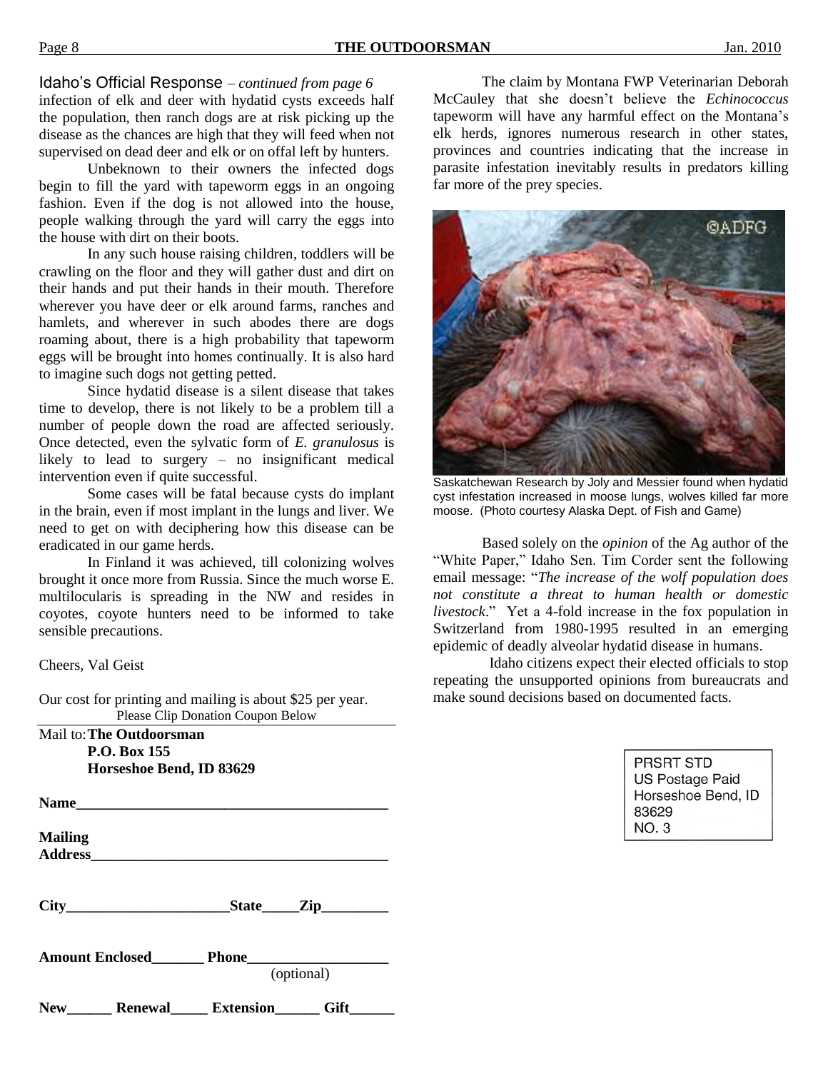Idaho's Official Response – *continued from page 6*

infection of elk and deer with hydatid cysts exceeds half the population, then ranch dogs are at risk picking up the disease as the chances are high that they will feed when not supervised on dead deer and elk or on offal left by hunters.

Unbeknown to their owners the infected dogs begin to fill the yard with tapeworm eggs in an ongoing fashion. Even if the dog is not allowed into the house, people walking through the yard will carry the eggs into the house with dirt on their boots.

In any such house raising children, toddlers will be crawling on the floor and they will gather dust and dirt on their hands and put their hands in their mouth. Therefore wherever you have deer or elk around farms, ranches and hamlets, and wherever in such abodes there are dogs roaming about, there is a high probability that tapeworm eggs will be brought into homes continually. It is also hard to imagine such dogs not getting petted.

Since hydatid disease is a silent disease that takes time to develop, there is not likely to be a problem till a number of people down the road are affected seriously. Once detected, even the sylvatic form of *E. granulosus* is likely to lead to surgery – no insignificant medical intervention even if quite successful.

Some cases will be fatal because cysts do implant in the brain, even if most implant in the lungs and liver. We need to get on with deciphering how this disease can be eradicated in our game herds.

In Finland it was achieved, till colonizing wolves brought it once more from Russia. Since the much worse E. multilocularis is spreading in the NW and resides in coyotes, coyote hunters need to be informed to take sensible precautions.

Cheers, Val Geist

Our cost for printing and mailing is about $25 per year.
Please Clip Donation Coupon Below

Mail to: **The Outdoorsman**
**P.O. Box 155**
**Horseshoe Bend, ID 83629**

**Name**___________________________________________

**Mailing Address**________________________________________

**City**______________________**State**_____**Zip**_________

**Amount Enclosed**_______ **Phone**___________________
(optional)

**New**______ **Renewal**_____ **Extension**______ **Gift**______

The claim by Montana FWP Veterinarian Deborah McCauley that she doesn't believe the *Echinococcus* tapeworm will have any harmful effect on the Montana's elk herds, ignores numerous research in other states, provinces and countries indicating that the increase in parasite infestation inevitably results in predators killing far more of the prey species.

Saskatchewan Research by Joly and Messier found when hydatid cyst infestation increased in moose lungs, wolves killed far more moose. (Photo courtesy Alaska Dept. of Fish and Game)

Based solely on the *opinion* of the Ag author of the "White Paper," Idaho Sen. Tim Corder sent the following email message: "*The increase of the wolf population does not constitute a threat to human health or domestic livestock*." Yet a 4-fold increase in the fox population in Switzerland from 1980-1995 resulted in an emerging epidemic of deadly alveolar hydatid disease in humans.

Idaho citizens expect their elected officials to stop repeating the unsupported opinions from bureaucrats and make sound decisions based on documented facts.

PRSRT STD
US Postage Paid
Horseshoe Bend, ID
83629
NO. 3